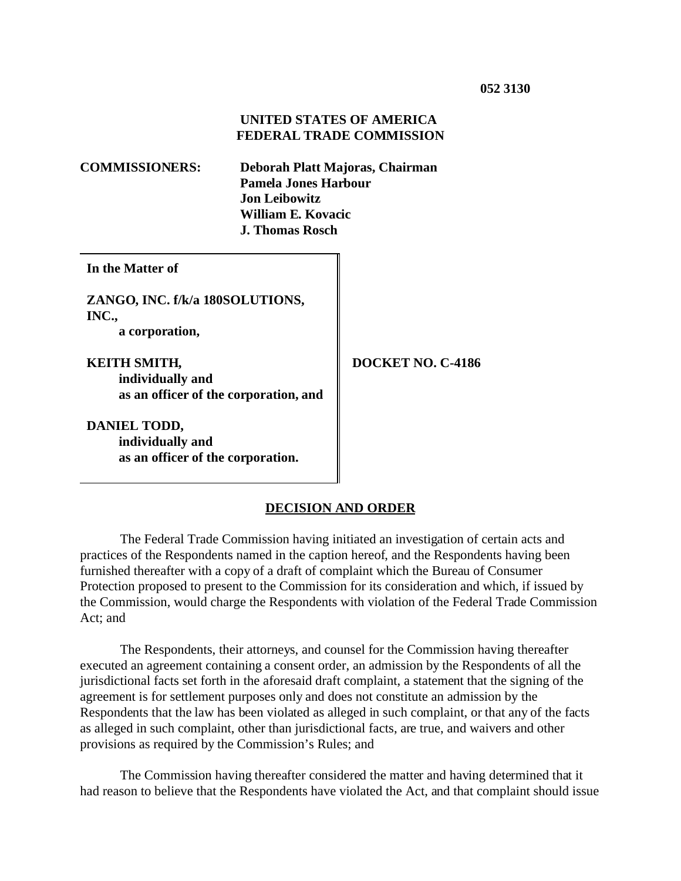**052 3130**

**UNITED STATES OF AMERICA**
**FEDERAL TRADE COMMISSION**

**COMMISSIONERS:** **Deborah Platt Majoras, Chairman**
**Pamela Jones Harbour**
**Jon Leibowitz**
**William E. Kovacic**
**J. Thomas Rosch**

| | |
|---|---|
| **In the Matter of**<br><br>**ZANGO, INC. f/k/a 180SOLUTIONS, INC.,**<br>**a corporation,**<br><br>**KEITH SMITH,**<br>**individually and**<br>**as an officer of the corporation, and**<br><br>**DANIEL TODD,**<br>**individually and**<br>**as an officer of the corporation.** | **DOCKET NO. C-4186** |

## DECISION AND ORDER

The Federal Trade Commission having initiated an investigation of certain acts and practices of the Respondents named in the caption hereof, and the Respondents having been furnished thereafter with a copy of a draft of complaint which the Bureau of Consumer Protection proposed to present to the Commission for its consideration and which, if issued by the Commission, would charge the Respondents with violation of the Federal Trade Commission Act; and

The Respondents, their attorneys, and counsel for the Commission having thereafter executed an agreement containing a consent order, an admission by the Respondents of all the jurisdictional facts set forth in the aforesaid draft complaint, a statement that the signing of the agreement is for settlement purposes only and does not constitute an admission by the Respondents that the law has been violated as alleged in such complaint, or that any of the facts as alleged in such complaint, other than jurisdictional facts, are true, and waivers and other provisions as required by the Commission's Rules; and

The Commission having thereafter considered the matter and having determined that it had reason to believe that the Respondents have violated the Act, and that complaint should issue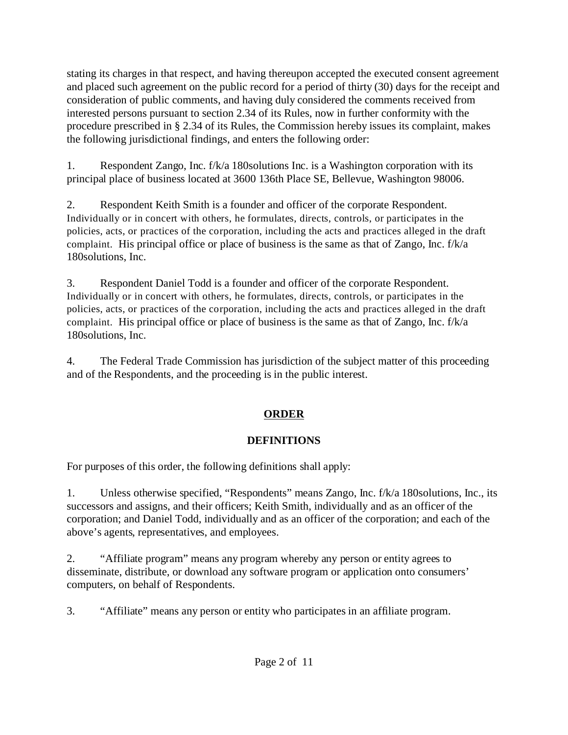stating its charges in that respect, and having thereupon accepted the executed consent agreement and placed such agreement on the public record for a period of thirty (30) days for the receipt and consideration of public comments, and having duly considered the comments received from interested persons pursuant to section 2.34 of its Rules, now in further conformity with the procedure prescribed in § 2.34 of its Rules, the Commission hereby issues its complaint, makes the following jurisdictional findings, and enters the following order:

1. Respondent Zango, Inc. f/k/a 180solutions Inc. is a Washington corporation with its principal place of business located at 3600 136th Place SE, Bellevue, Washington 98006.

2. Respondent Keith Smith is a founder and officer of the corporate Respondent. Individually or in concert with others, he formulates, directs, controls, or participates in the policies, acts, or practices of the corporation, including the acts and practices alleged in the draft complaint. His principal office or place of business is the same as that of Zango, Inc. f/k/a 180solutions, Inc.

3. Respondent Daniel Todd is a founder and officer of the corporate Respondent. Individually or in concert with others, he formulates, directs, controls, or participates in the policies, acts, or practices of the corporation, including the acts and practices alleged in the draft complaint. His principal office or place of business is the same as that of Zango, Inc. f/k/a 180solutions, Inc.

4. The Federal Trade Commission has jurisdiction of the subject matter of this proceeding and of the Respondents, and the proceeding is in the public interest.

## ORDER

## DEFINITIONS

For purposes of this order, the following definitions shall apply:

1. Unless otherwise specified, "Respondents" means Zango, Inc. f/k/a 180solutions, Inc., its successors and assigns, and their officers; Keith Smith, individually and as an officer of the corporation; and Daniel Todd, individually and as an officer of the corporation; and each of the above's agents, representatives, and employees.

2. "Affiliate program" means any program whereby any person or entity agrees to disseminate, distribute, or download any software program or application onto consumers' computers, on behalf of Respondents.

3. "Affiliate" means any person or entity who participates in an affiliate program.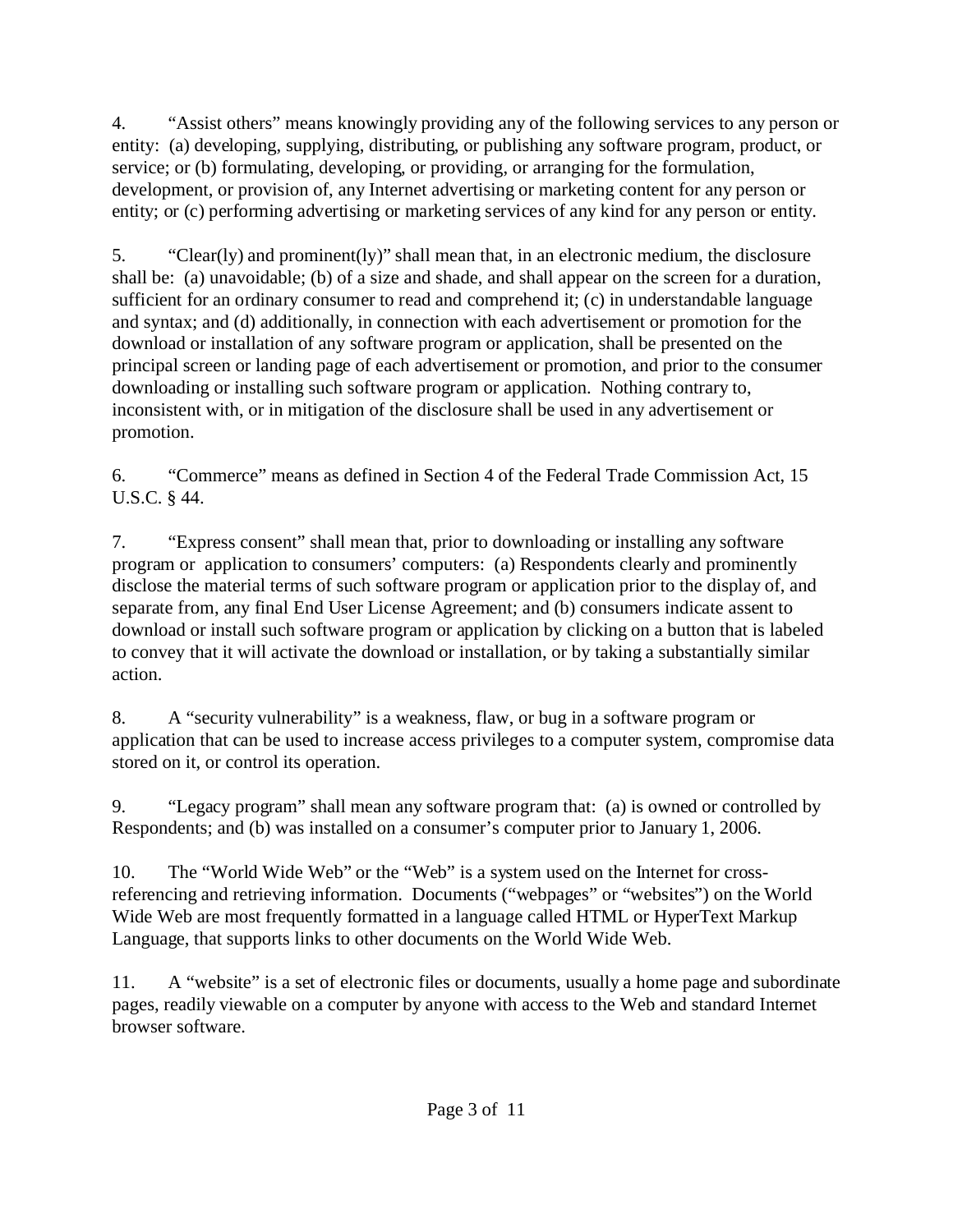4. "Assist others" means knowingly providing any of the following services to any person or entity: (a) developing, supplying, distributing, or publishing any software program, product, or service; or (b) formulating, developing, or providing, or arranging for the formulation, development, or provision of, any Internet advertising or marketing content for any person or entity; or (c) performing advertising or marketing services of any kind for any person or entity.

5. "Clear(ly) and prominent(ly)" shall mean that, in an electronic medium, the disclosure shall be: (a) unavoidable; (b) of a size and shade, and shall appear on the screen for a duration, sufficient for an ordinary consumer to read and comprehend it; (c) in understandable language and syntax; and (d) additionally, in connection with each advertisement or promotion for the download or installation of any software program or application, shall be presented on the principal screen or landing page of each advertisement or promotion, and prior to the consumer downloading or installing such software program or application. Nothing contrary to, inconsistent with, or in mitigation of the disclosure shall be used in any advertisement or promotion.

6. "Commerce" means as defined in Section 4 of the Federal Trade Commission Act, 15 U.S.C. § 44.

7. "Express consent" shall mean that, prior to downloading or installing any software program or application to consumers' computers: (a) Respondents clearly and prominently disclose the material terms of such software program or application prior to the display of, and separate from, any final End User License Agreement; and (b) consumers indicate assent to download or install such software program or application by clicking on a button that is labeled to convey that it will activate the download or installation, or by taking a substantially similar action.

8. A "security vulnerability" is a weakness, flaw, or bug in a software program or application that can be used to increase access privileges to a computer system, compromise data stored on it, or control its operation.

9. "Legacy program" shall mean any software program that: (a) is owned or controlled by Respondents; and (b) was installed on a consumer's computer prior to January 1, 2006.

10. The "World Wide Web" or the "Web" is a system used on the Internet for cross-referencing and retrieving information. Documents ("webpages" or "websites") on the World Wide Web are most frequently formatted in a language called HTML or HyperText Markup Language, that supports links to other documents on the World Wide Web.

11. A "website" is a set of electronic files or documents, usually a home page and subordinate pages, readily viewable on a computer by anyone with access to the Web and standard Internet browser software.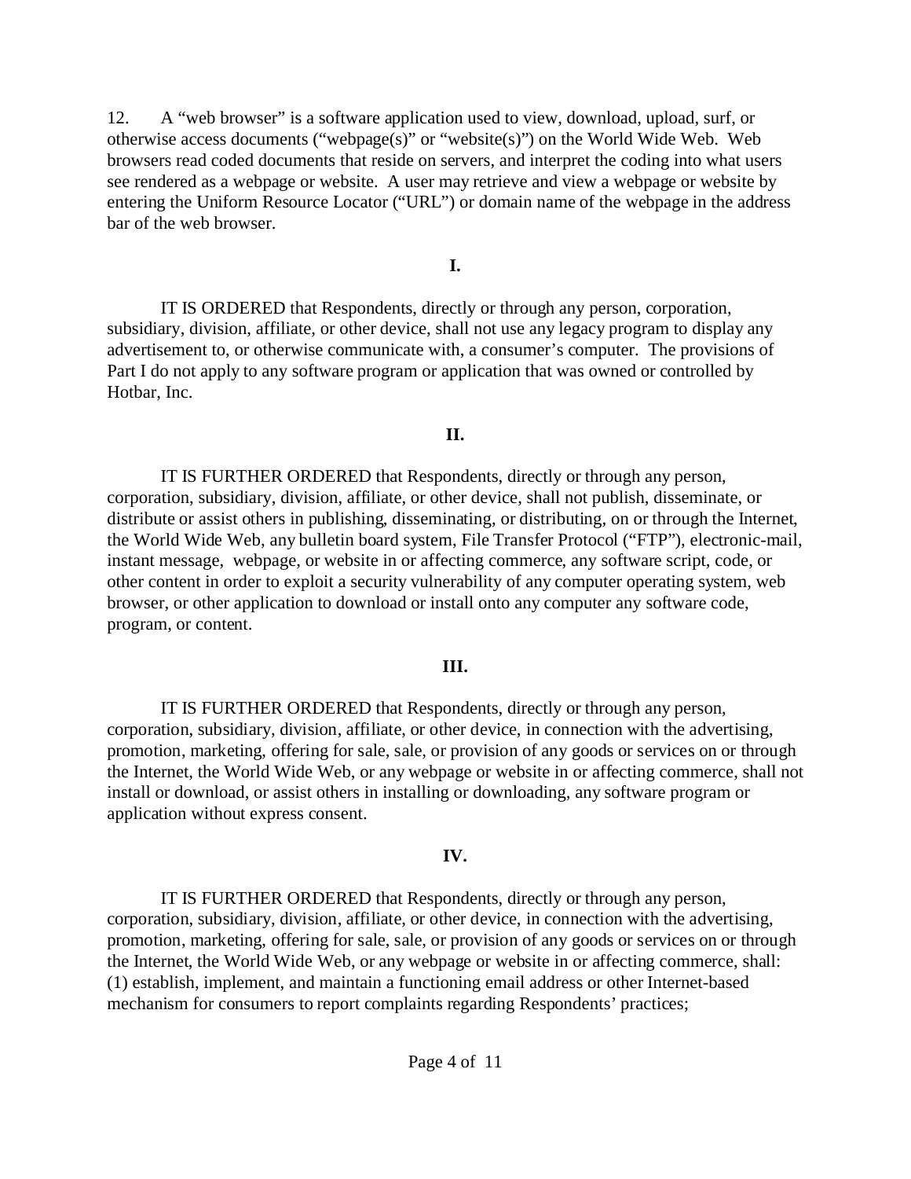12. A "web browser" is a software application used to view, download, upload, surf, or otherwise access documents ("webpage(s)" or "website(s)") on the World Wide Web. Web browsers read coded documents that reside on servers, and interpret the coding into what users see rendered as a webpage or website. A user may retrieve and view a webpage or website by entering the Uniform Resource Locator ("URL") or domain name of the webpage in the address bar of the web browser.

**I.**

IT IS ORDERED that Respondents, directly or through any person, corporation, subsidiary, division, affiliate, or other device, shall not use any legacy program to display any advertisement to, or otherwise communicate with, a consumer's computer. The provisions of Part I do not apply to any software program or application that was owned or controlled by Hotbar, Inc.

**II.**

IT IS FURTHER ORDERED that Respondents, directly or through any person, corporation, subsidiary, division, affiliate, or other device, shall not publish, disseminate, or distribute or assist others in publishing, disseminating, or distributing, on or through the Internet, the World Wide Web, any bulletin board system, File Transfer Protocol ("FTP"), electronic-mail, instant message, webpage, or website in or affecting commerce, any software script, code, or other content in order to exploit a security vulnerability of any computer operating system, web browser, or other application to download or install onto any computer any software code, program, or content.

**III.**

IT IS FURTHER ORDERED that Respondents, directly or through any person, corporation, subsidiary, division, affiliate, or other device, in connection with the advertising, promotion, marketing, offering for sale, sale, or provision of any goods or services on or through the Internet, the World Wide Web, or any webpage or website in or affecting commerce, shall not install or download, or assist others in installing or downloading, any software program or application without express consent.

**IV.**

IT IS FURTHER ORDERED that Respondents, directly or through any person, corporation, subsidiary, division, affiliate, or other device, in connection with the advertising, promotion, marketing, offering for sale, sale, or provision of any goods or services on or through the Internet, the World Wide Web, or any webpage or website in or affecting commerce, shall: (1) establish, implement, and maintain a functioning email address or other Internet-based mechanism for consumers to report complaints regarding Respondents' practices;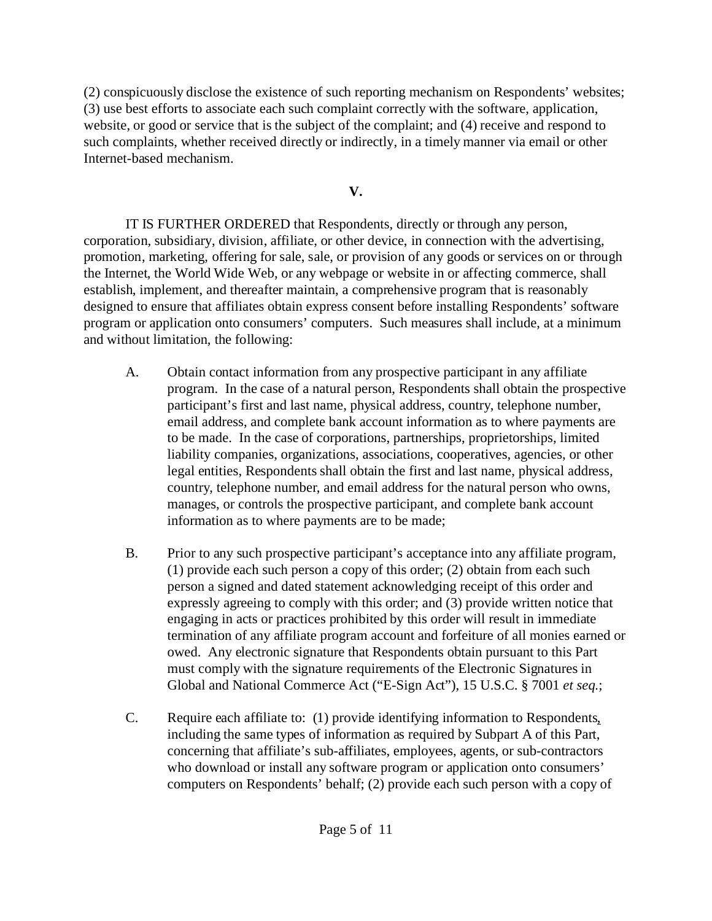(2) conspicuously disclose the existence of such reporting mechanism on Respondents' websites; (3) use best efforts to associate each such complaint correctly with the software, application, website, or good or service that is the subject of the complaint; and (4) receive and respond to such complaints, whether received directly or indirectly, in a timely manner via email or other Internet-based mechanism.

**V.**

IT IS FURTHER ORDERED that Respondents, directly or through any person, corporation, subsidiary, division, affiliate, or other device, in connection with the advertising, promotion, marketing, offering for sale, sale, or provision of any goods or services on or through the Internet, the World Wide Web, or any webpage or website in or affecting commerce, shall establish, implement, and thereafter maintain, a comprehensive program that is reasonably designed to ensure that affiliates obtain express consent before installing Respondents' software program or application onto consumers' computers. Such measures shall include, at a minimum and without limitation, the following:

A. Obtain contact information from any prospective participant in any affiliate program. In the case of a natural person, Respondents shall obtain the prospective participant's first and last name, physical address, country, telephone number, email address, and complete bank account information as to where payments are to be made. In the case of corporations, partnerships, proprietorships, limited liability companies, organizations, associations, cooperatives, agencies, or other legal entities, Respondents shall obtain the first and last name, physical address, country, telephone number, and email address for the natural person who owns, manages, or controls the prospective participant, and complete bank account information as to where payments are to be made;

B. Prior to any such prospective participant's acceptance into any affiliate program, (1) provide each such person a copy of this order; (2) obtain from each such person a signed and dated statement acknowledging receipt of this order and expressly agreeing to comply with this order; and (3) provide written notice that engaging in acts or practices prohibited by this order will result in immediate termination of any affiliate program account and forfeiture of all monies earned or owed. Any electronic signature that Respondents obtain pursuant to this Part must comply with the signature requirements of the Electronic Signatures in Global and National Commerce Act ("E-Sign Act"), 15 U.S.C. § 7001 *et seq.*;

C. Require each affiliate to: (1) provide identifying information to Respondents, including the same types of information as required by Subpart A of this Part, concerning that affiliate's sub-affiliates, employees, agents, or sub-contractors who download or install any software program or application onto consumers' computers on Respondents' behalf; (2) provide each such person with a copy of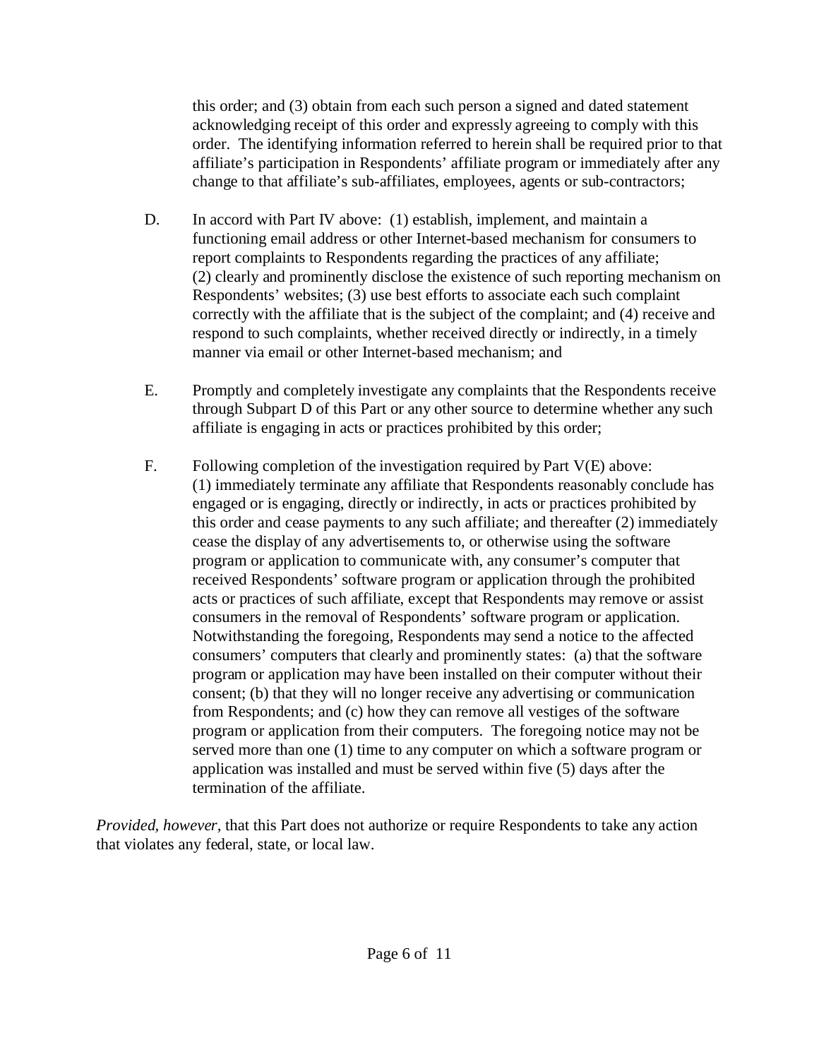this order; and (3) obtain from each such person a signed and dated statement acknowledging receipt of this order and expressly agreeing to comply with this order. The identifying information referred to herein shall be required prior to that affiliate's participation in Respondents' affiliate program or immediately after any change to that affiliate's sub-affiliates, employees, agents or sub-contractors;

D. In accord with Part IV above: (1) establish, implement, and maintain a functioning email address or other Internet-based mechanism for consumers to report complaints to Respondents regarding the practices of any affiliate; (2) clearly and prominently disclose the existence of such reporting mechanism on Respondents' websites; (3) use best efforts to associate each such complaint correctly with the affiliate that is the subject of the complaint; and (4) receive and respond to such complaints, whether received directly or indirectly, in a timely manner via email or other Internet-based mechanism; and

E. Promptly and completely investigate any complaints that the Respondents receive through Subpart D of this Part or any other source to determine whether any such affiliate is engaging in acts or practices prohibited by this order;

F. Following completion of the investigation required by Part V(E) above: (1) immediately terminate any affiliate that Respondents reasonably conclude has engaged or is engaging, directly or indirectly, in acts or practices prohibited by this order and cease payments to any such affiliate; and thereafter (2) immediately cease the display of any advertisements to, or otherwise using the software program or application to communicate with, any consumer's computer that received Respondents' software program or application through the prohibited acts or practices of such affiliate, except that Respondents may remove or assist consumers in the removal of Respondents' software program or application. Notwithstanding the foregoing, Respondents may send a notice to the affected consumers' computers that clearly and prominently states: (a) that the software program or application may have been installed on their computer without their consent; (b) that they will no longer receive any advertising or communication from Respondents; and (c) how they can remove all vestiges of the software program or application from their computers. The foregoing notice may not be served more than one (1) time to any computer on which a software program or application was installed and must be served within five (5) days after the termination of the affiliate.

*Provided, however*, that this Part does not authorize or require Respondents to take any action that violates any federal, state, or local law.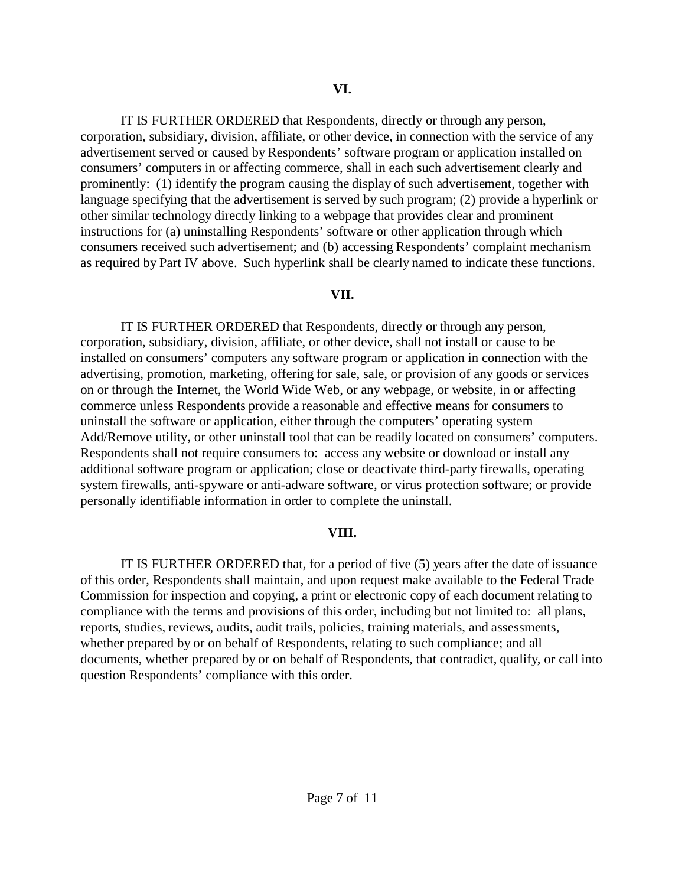**VI.**

IT IS FURTHER ORDERED that Respondents, directly or through any person, corporation, subsidiary, division, affiliate, or other device, in connection with the service of any advertisement served or caused by Respondents' software program or application installed on consumers' computers in or affecting commerce, shall in each such advertisement clearly and prominently: (1) identify the program causing the display of such advertisement, together with language specifying that the advertisement is served by such program; (2) provide a hyperlink or other similar technology directly linking to a webpage that provides clear and prominent instructions for (a) uninstalling Respondents' software or other application through which consumers received such advertisement; and (b) accessing Respondents' complaint mechanism as required by Part IV above. Such hyperlink shall be clearly named to indicate these functions.

**VII.**

IT IS FURTHER ORDERED that Respondents, directly or through any person, corporation, subsidiary, division, affiliate, or other device, shall not install or cause to be installed on consumers' computers any software program or application in connection with the advertising, promotion, marketing, offering for sale, sale, or provision of any goods or services on or through the Internet, the World Wide Web, or any webpage, or website, in or affecting commerce unless Respondents provide a reasonable and effective means for consumers to uninstall the software or application, either through the computers' operating system Add/Remove utility, or other uninstall tool that can be readily located on consumers' computers. Respondents shall not require consumers to: access any website or download or install any additional software program or application; close or deactivate third-party firewalls, operating system firewalls, anti-spyware or anti-adware software, or virus protection software; or provide personally identifiable information in order to complete the uninstall.

**VIII.**

IT IS FURTHER ORDERED that, for a period of five (5) years after the date of issuance of this order, Respondents shall maintain, and upon request make available to the Federal Trade Commission for inspection and copying, a print or electronic copy of each document relating to compliance with the terms and provisions of this order, including but not limited to: all plans, reports, studies, reviews, audits, audit trails, policies, training materials, and assessments, whether prepared by or on behalf of Respondents, relating to such compliance; and all documents, whether prepared by or on behalf of Respondents, that contradict, qualify, or call into question Respondents' compliance with this order.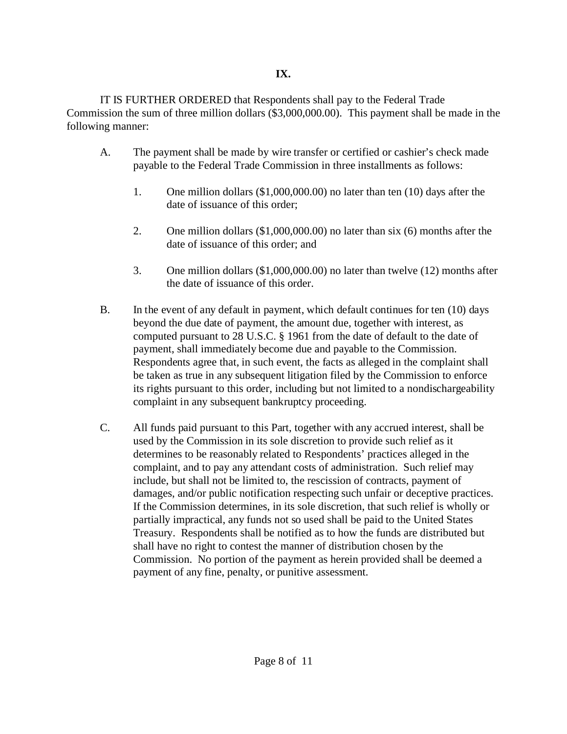## IX.

IT IS FURTHER ORDERED that Respondents shall pay to the Federal Trade Commission the sum of three million dollars ($3,000,000.00). This payment shall be made in the following manner:

A. The payment shall be made by wire transfer or certified or cashier's check made payable to the Federal Trade Commission in three installments as follows:

   1. One million dollars ($1,000,000.00) no later than ten (10) days after the date of issuance of this order;

   2. One million dollars ($1,000,000.00) no later than six (6) months after the date of issuance of this order; and

   3. One million dollars ($1,000,000.00) no later than twelve (12) months after the date of issuance of this order.

B. In the event of any default in payment, which default continues for ten (10) days beyond the due date of payment, the amount due, together with interest, as computed pursuant to 28 U.S.C. § 1961 from the date of default to the date of payment, shall immediately become due and payable to the Commission. Respondents agree that, in such event, the facts as alleged in the complaint shall be taken as true in any subsequent litigation filed by the Commission to enforce its rights pursuant to this order, including but not limited to a nondischargeability complaint in any subsequent bankruptcy proceeding.

C. All funds paid pursuant to this Part, together with any accrued interest, shall be used by the Commission in its sole discretion to provide such relief as it determines to be reasonably related to Respondents' practices alleged in the complaint, and to pay any attendant costs of administration. Such relief may include, but shall not be limited to, the rescission of contracts, payment of damages, and/or public notification respecting such unfair or deceptive practices. If the Commission determines, in its sole discretion, that such relief is wholly or partially impractical, any funds not so used shall be paid to the United States Treasury. Respondents shall be notified as to how the funds are distributed but shall have no right to contest the manner of distribution chosen by the Commission. No portion of the payment as herein provided shall be deemed a payment of any fine, penalty, or punitive assessment.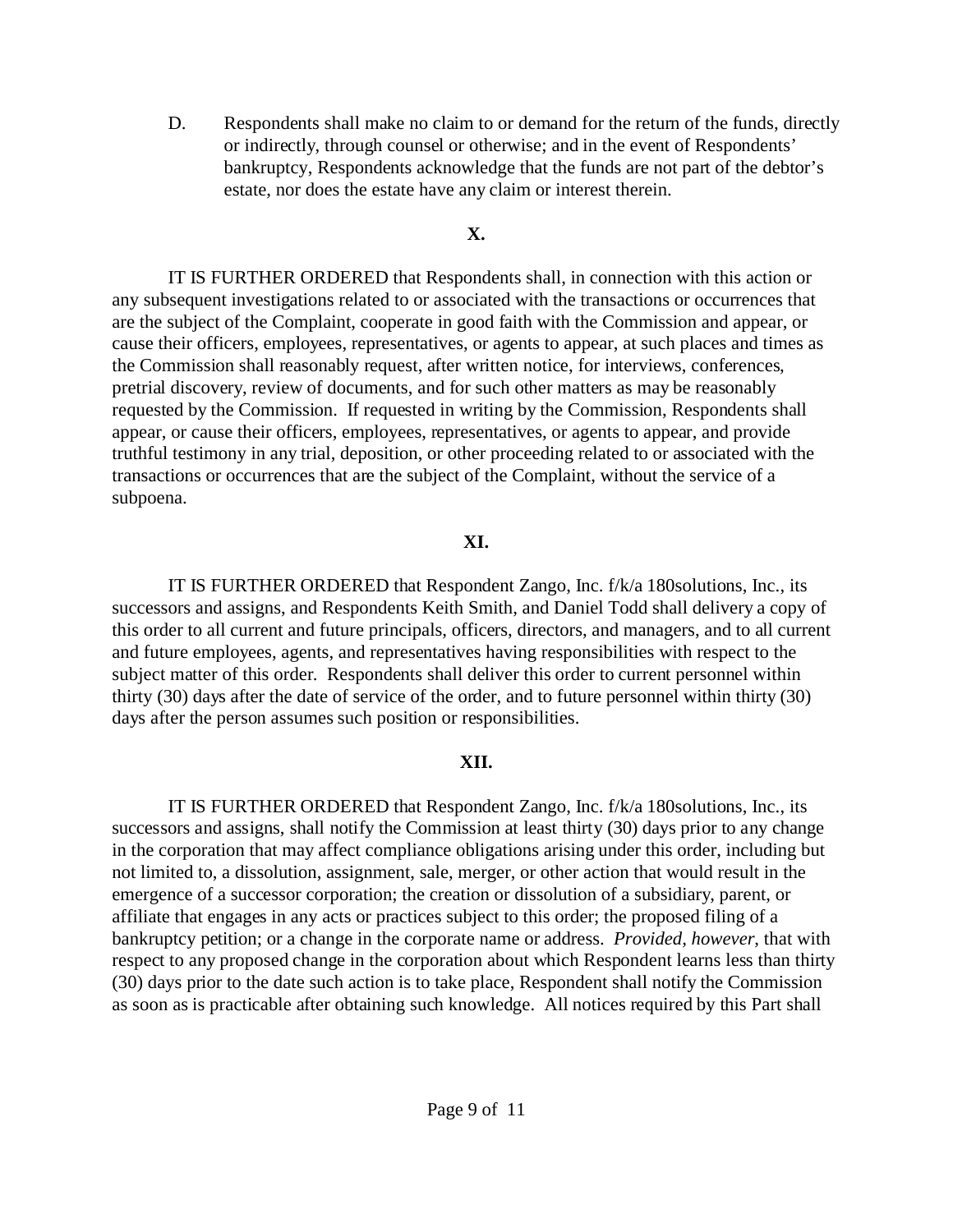D. Respondents shall make no claim to or demand for the return of the funds, directly or indirectly, through counsel or otherwise; and in the event of Respondents' bankruptcy, Respondents acknowledge that the funds are not part of the debtor's estate, nor does the estate have any claim or interest therein.

**X.**

IT IS FURTHER ORDERED that Respondents shall, in connection with this action or any subsequent investigations related to or associated with the transactions or occurrences that are the subject of the Complaint, cooperate in good faith with the Commission and appear, or cause their officers, employees, representatives, or agents to appear, at such places and times as the Commission shall reasonably request, after written notice, for interviews, conferences, pretrial discovery, review of documents, and for such other matters as may be reasonably requested by the Commission. If requested in writing by the Commission, Respondents shall appear, or cause their officers, employees, representatives, or agents to appear, and provide truthful testimony in any trial, deposition, or other proceeding related to or associated with the transactions or occurrences that are the subject of the Complaint, without the service of a subpoena.

**XI.**

IT IS FURTHER ORDERED that Respondent Zango, Inc. f/k/a 180solutions, Inc., its successors and assigns, and Respondents Keith Smith, and Daniel Todd shall delivery a copy of this order to all current and future principals, officers, directors, and managers, and to all current and future employees, agents, and representatives having responsibilities with respect to the subject matter of this order. Respondents shall deliver this order to current personnel within thirty (30) days after the date of service of the order, and to future personnel within thirty (30) days after the person assumes such position or responsibilities.

**XII.**

IT IS FURTHER ORDERED that Respondent Zango, Inc. f/k/a 180solutions, Inc., its successors and assigns, shall notify the Commission at least thirty (30) days prior to any change in the corporation that may affect compliance obligations arising under this order, including but not limited to, a dissolution, assignment, sale, merger, or other action that would result in the emergence of a successor corporation; the creation or dissolution of a subsidiary, parent, or affiliate that engages in any acts or practices subject to this order; the proposed filing of a bankruptcy petition; or a change in the corporate name or address. *Provided*, *however*, that with respect to any proposed change in the corporation about which Respondent learns less than thirty (30) days prior to the date such action is to take place, Respondent shall notify the Commission as soon as is practicable after obtaining such knowledge. All notices required by this Part shall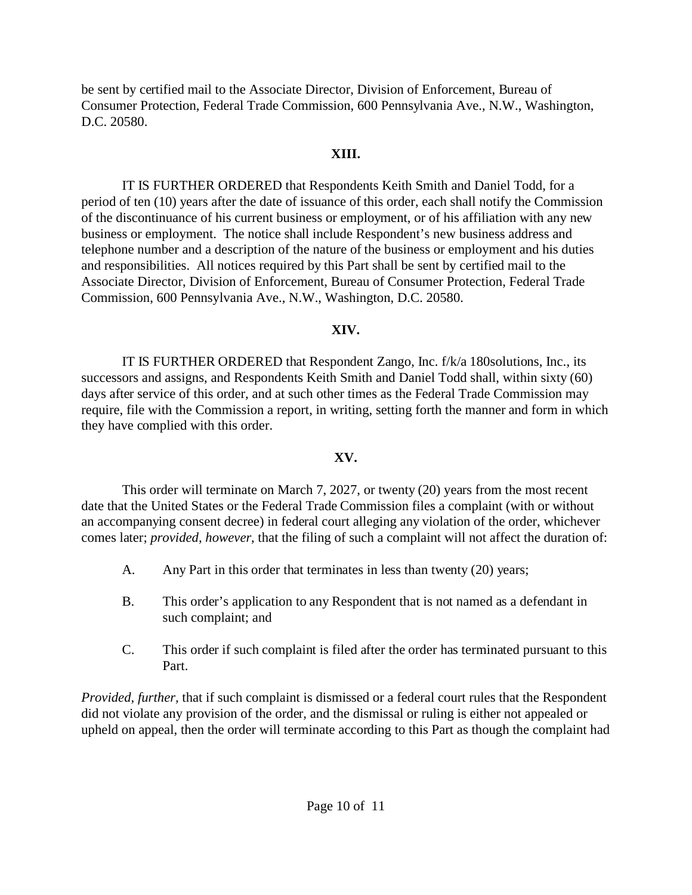be sent by certified mail to the Associate Director, Division of Enforcement, Bureau of Consumer Protection, Federal Trade Commission, 600 Pennsylvania Ave., N.W., Washington, D.C. 20580.

**XIII.**

IT IS FURTHER ORDERED that Respondents Keith Smith and Daniel Todd, for a period of ten (10) years after the date of issuance of this order, each shall notify the Commission of the discontinuance of his current business or employment, or of his affiliation with any new business or employment. The notice shall include Respondent's new business address and telephone number and a description of the nature of the business or employment and his duties and responsibilities. All notices required by this Part shall be sent by certified mail to the Associate Director, Division of Enforcement, Bureau of Consumer Protection, Federal Trade Commission, 600 Pennsylvania Ave., N.W., Washington, D.C. 20580.

**XIV.**

IT IS FURTHER ORDERED that Respondent Zango, Inc. f/k/a 180solutions, Inc., its successors and assigns, and Respondents Keith Smith and Daniel Todd shall, within sixty (60) days after service of this order, and at such other times as the Federal Trade Commission may require, file with the Commission a report, in writing, setting forth the manner and form in which they have complied with this order.

**XV.**

This order will terminate on March 7, 2027, or twenty (20) years from the most recent date that the United States or the Federal Trade Commission files a complaint (with or without an accompanying consent decree) in federal court alleging any violation of the order, whichever comes later; *provided, however*, that the filing of such a complaint will not affect the duration of:

A. Any Part in this order that terminates in less than twenty (20) years;

B. This order's application to any Respondent that is not named as a defendant in such complaint; and

C. This order if such complaint is filed after the order has terminated pursuant to this Part.

*Provided, further,* that if such complaint is dismissed or a federal court rules that the Respondent did not violate any provision of the order, and the dismissal or ruling is either not appealed or upheld on appeal, then the order will terminate according to this Part as though the complaint had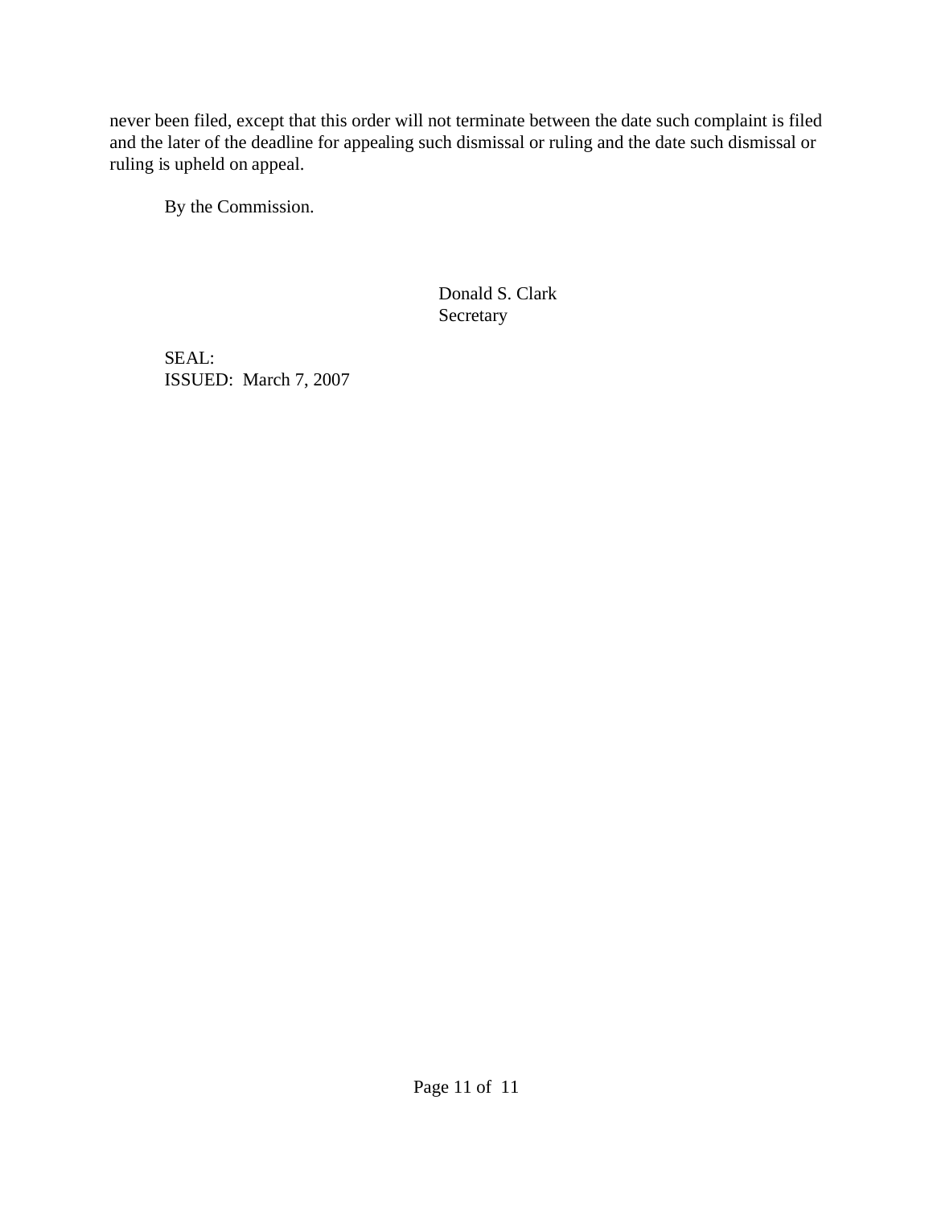never been filed, except that this order will not terminate between the date such complaint is filed and the later of the deadline for appealing such dismissal or ruling and the date such dismissal or ruling is upheld on appeal.

By the Commission.

Donald S. Clark
Secretary

SEAL:
ISSUED: March 7, 2007